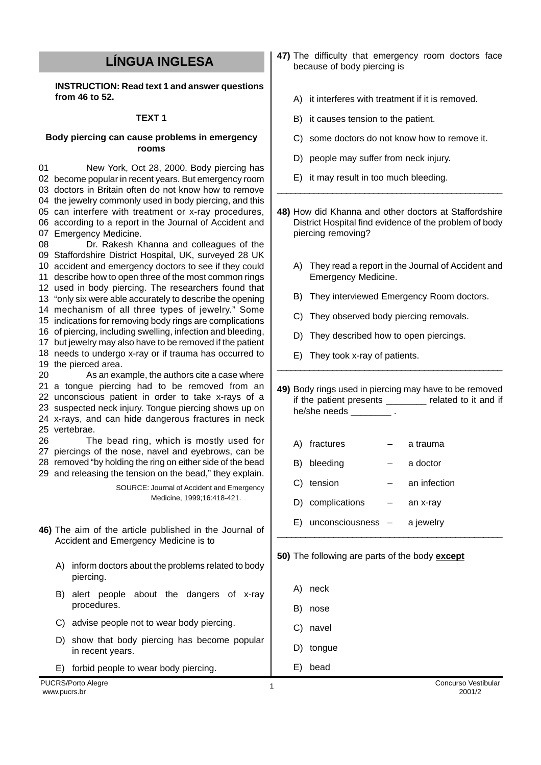# LÍNGUA INGLESA

**INSTRUCTION: Read text 1 and answer questions from 46 to 52.**

### TEXT 1

**Body piercing can cause problems in emergency rooms**

01 New York, Oct 28, 2000. Body piercing has
02 become popular in recent years. But emergency room
03 doctors in Britain often do not know how to remove
04 the jewelry commonly used in body piercing, and this
05 can interfere with treatment or x-ray procedures,
06 according to a report in the Journal of Accident and
07 Emergency Medicine.
08 Dr. Rakesh Khanna and colleagues of the
09 Staffordshire District Hospital, UK, surveyed 28 UK
10 accident and emergency doctors to see if they could
11 describe how to open three of the most common rings
12 used in body piercing. The researchers found that
13 "only six were able accurately to describe the opening
14 mechanism of all three types of jewelry." Some
15 indications for removing body rings are complications
16 of piercing, including swelling, infection and bleeding,
17 but jewelry may also have to be removed if the patient
18 needs to undergo x-ray or if trauma has occurred to
19 the pierced area.
20 As an example, the authors cite a case where
21 a tongue piercing had to be removed from an
22 unconscious patient in order to take x-rays of a
23 suspected neck injury. Tongue piercing shows up on
24 x-rays, and can hide dangerous fractures in neck
25 vertebrae.
26 The bead ring, which is mostly used for
27 piercings of the nose, navel and eyebrows, can be
28 removed "by holding the ring on either side of the bead
29 and releasing the tension on the bead," they explain.

SOURCE: Journal of Accident and Emergency Medicine, 1999;16:418-421.

**46)** The aim of the article published in the Journal of Accident and Emergency Medicine is to

A) inform doctors about the problems related to body piercing.

B) alert people about the dangers of x-ray procedures.

C) advise people not to wear body piercing.

D) show that body piercing has become popular in recent years.

E) forbid people to wear body piercing.

**47)** The difficulty that emergency room doctors face because of body piercing is

A) it interferes with treatment if it is removed.

B) it causes tension to the patient.

C) some doctors do not know how to remove it.

D) people may suffer from neck injury.

E) it may result in too much bleeding.

---

**48)** How did Khanna and other doctors at Staffordshire District Hospital find evidence of the problem of body piercing removing?

A) They read a report in the Journal of Accident and Emergency Medicine.

B) They interviewed Emergency Room doctors.

C) They observed body piercing removals.

D) They described how to open piercings.

E) They took x-ray of patients.

---

**49)** Body rings used in piercing may have to be removed if the patient presents ________ related to it and if he/she needs ________ .

A) fractures – a trauma

B) bleeding – a doctor

C) tension – an infection

D) complications – an x-ray

E) unconsciousness – a jewelry

---

**50)** The following are parts of the body **except**

A) neck

B) nose

C) navel

D) tongue

E) bead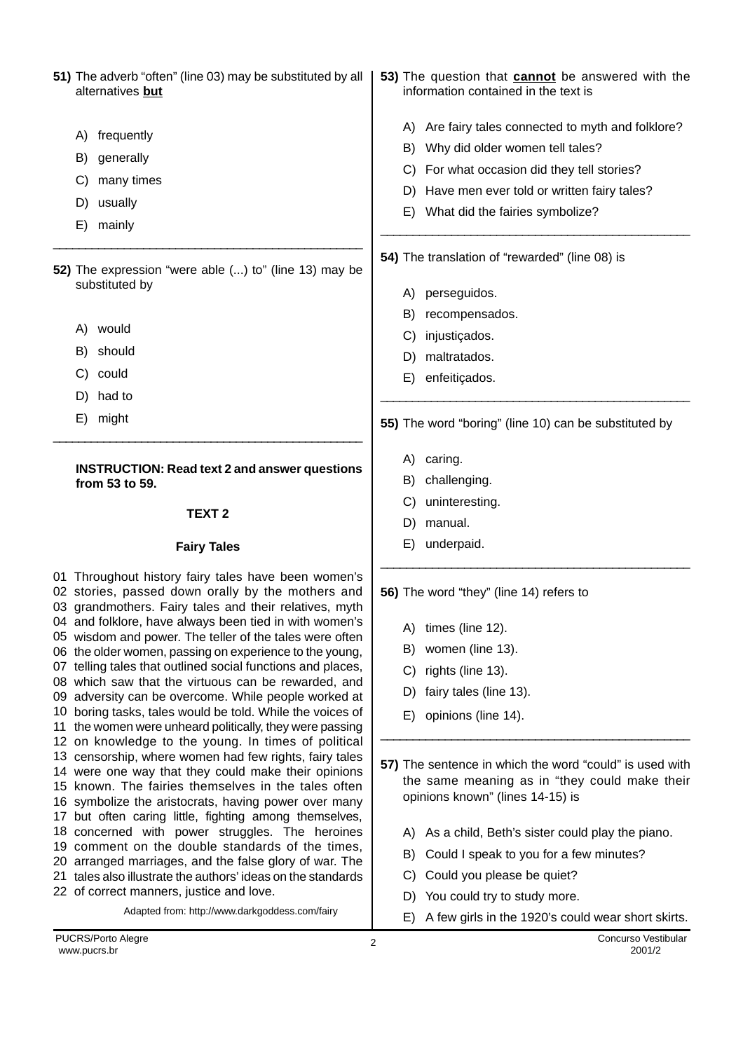**51)** The adverb "often" (line 03) may be substituted by all alternatives **but**

A) frequently

B) generally

C) many times

D) usually

E) mainly

---

**52)** The expression "were able (...) to" (line 13) may be substituted by

A) would

B) should

C) could

D) had to

E) might

---

**INSTRUCTION: Read text 2 and answer questions from 53 to 59.**

### TEXT 2

### Fairy Tales

01 Throughout history fairy tales have been women's
02 stories, passed down orally by the mothers and
03 grandmothers. Fairy tales and their relatives, myth
04 and folklore, have always been tied in with women's
05 wisdom and power. The teller of the tales were often
06 the older women, passing on experience to the young,
07 telling tales that outlined social functions and places,
08 which saw that the virtuous can be rewarded, and
09 adversity can be overcome. While people worked at
10 boring tasks, tales would be told. While the voices of
11 the women were unheard politically, they were passing
12 on knowledge to the young. In times of political
13 censorship, where women had few rights, fairy tales
14 were one way that they could make their opinions
15 known. The fairies themselves in the tales often
16 symbolize the aristocrats, having power over many
17 but often caring little, fighting among themselves,
18 concerned with power struggles. The heroines
19 comment on the double standards of the times,
20 arranged marriages, and the false glory of war. The
21 tales also illustrate the authors' ideas on the standards
22 of correct manners, justice and love.

Adapted from: http://www.darkgoddess.com/fairy

---

**53)** The question that **cannot** be answered with the information contained in the text is

A) Are fairy tales connected to myth and folklore?

B) Why did older women tell tales?

C) For what occasion did they tell stories?

D) Have men ever told or written fairy tales?

E) What did the fairies symbolize?

---

**54)** The translation of "rewarded" (line 08) is

A) perseguidos.

B) recompensados.

C) injustiçados.

D) maltratados.

E) enfeitiçados.

---

**55)** The word "boring" (line 10) can be substituted by

A) caring.

B) challenging.

C) uninteresting.

D) manual.

E) underpaid.

---

**56)** The word "they" (line 14) refers to

A) times (line 12).

B) women (line 13).

C) rights (line 13).

D) fairy tales (line 13).

E) opinions (line 14).

---

**57)** The sentence in which the word "could" is used with the same meaning as in "they could make their opinions known" (lines 14-15) is

A) As a child, Beth's sister could play the piano.

B) Could I speak to you for a few minutes?

C) Could you please be quiet?

D) You could try to study more.

E) A few girls in the 1920's could wear short skirts.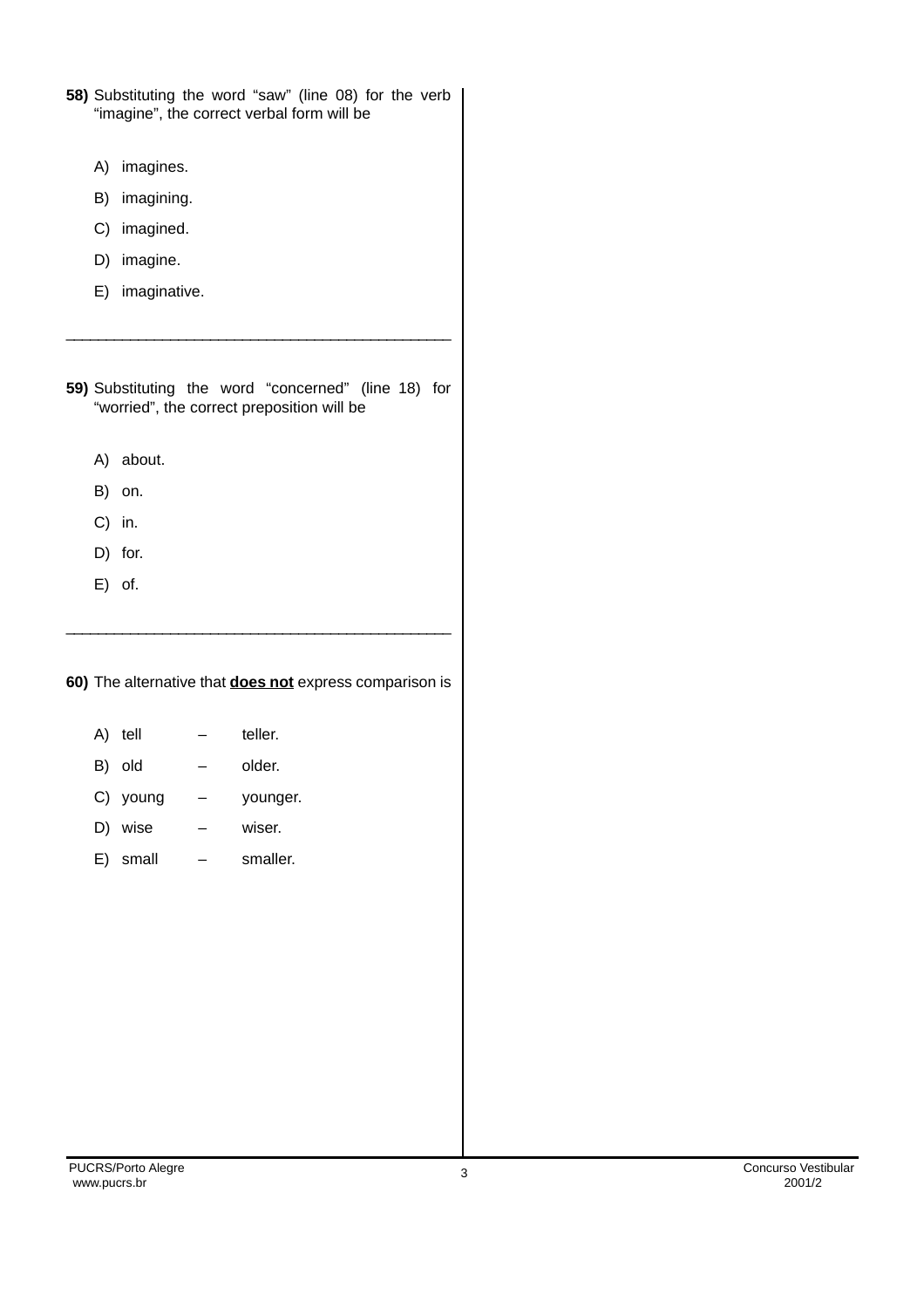**58)** Substituting the word "saw" (line 08) for the verb "imagine", the correct verbal form will be

A) imagines.

B) imagining.

C) imagined.

D) imagine.

E) imaginative.

---

**59)** Substituting the word "concerned" (line 18) for "worried", the correct preposition will be

A) about.

B) on.

C) in.

D) for.

E) of.

---

**60)** The alternative that **does not** express comparison is

A) tell – teller.

B) old – older.

C) young – younger.

D) wise – wiser.

E) small – smaller.